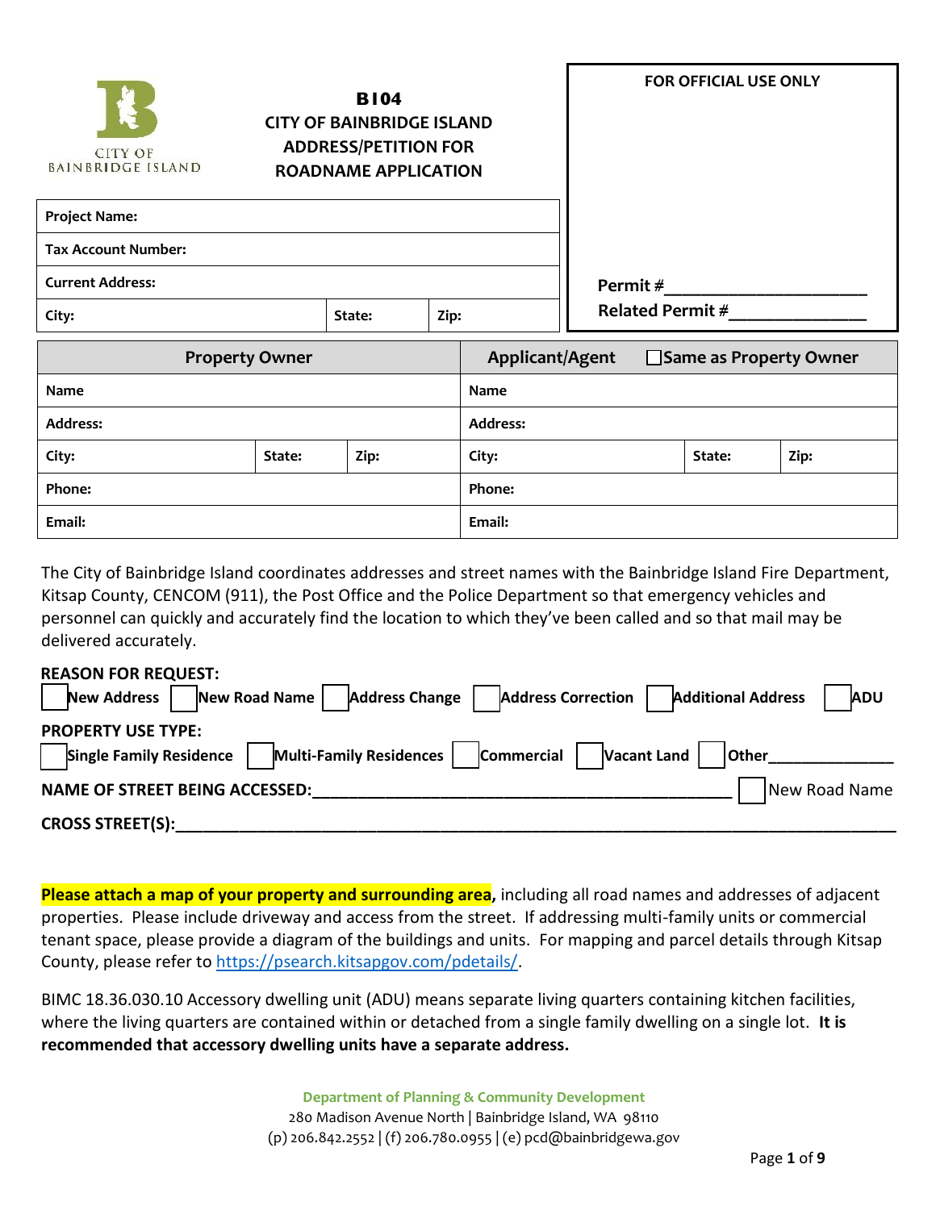CITY OF BAINBRIDGE ISLAND

# B104
# CITY OF BAINBRIDGE ISLAND ADDRESS/PETITION FOR ROADNAME APPLICATION

| Project Name: | | |
|---|---|---|
| Tax Account Number: | | |
| Current Address: | | |
| City: | State: | Zip: |

**FOR OFFICIAL USE ONLY**

Permit #____________________

Related Permit #______________

| Property Owner | | | Applicant/Agent ☐Same as Property Owner | | |
|---|---|---|---|---|---|
| Name | | | Name | | |
| Address: | | | Address: | | |
| City: | State: | Zip: | City: | State: | Zip: |
| Phone: | | | Phone: | | |
| Email: | | | Email: | | |

The City of Bainbridge Island coordinates addresses and street names with the Bainbridge Island Fire Department, Kitsap County, CENCOM (911), the Post Office and the Police Department so that emergency vehicles and personnel can quickly and accurately find the location to which they've been called and so that mail may be delivered accurately.

**REASON FOR REQUEST:**

☐ **New Address** ☐ **New Road Name** ☐ **Address Change** ☐ **Address Correction** ☐ **Additional Address** ☐ **ADU**

**PROPERTY USE TYPE:**

☐ **Single Family Residence** ☐ **Multi-Family Residences** ☐ **Commercial** ☐ **Vacant Land** ☐ **Other**______________

**NAME OF STREET BEING ACCESSED:**_______________________________________________ ☐ New Road Name

**CROSS STREET(S):**_______________________________________________________________________________

**Please attach a map of your property and surrounding area**, including all road names and addresses of adjacent properties. Please include driveway and access from the street. If addressing multi-family units or commercial tenant space, please provide a diagram of the buildings and units. For mapping and parcel details through Kitsap County, please refer to https://psearch.kitsapgov.com/pdetails/.

BIMC 18.36.030.10 Accessory dwelling unit (ADU) means separate living quarters containing kitchen facilities, where the living quarters are contained within or detached from a single family dwelling on a single lot. **It is recommended that accessory dwelling units have a separate address.**

**Department of Planning & Community Development**
280 Madison Avenue North | Bainbridge Island, WA 98110
(p) 206.842.2552 | (f) 206.780.0955 | (e) pcd@bainbridgewa.gov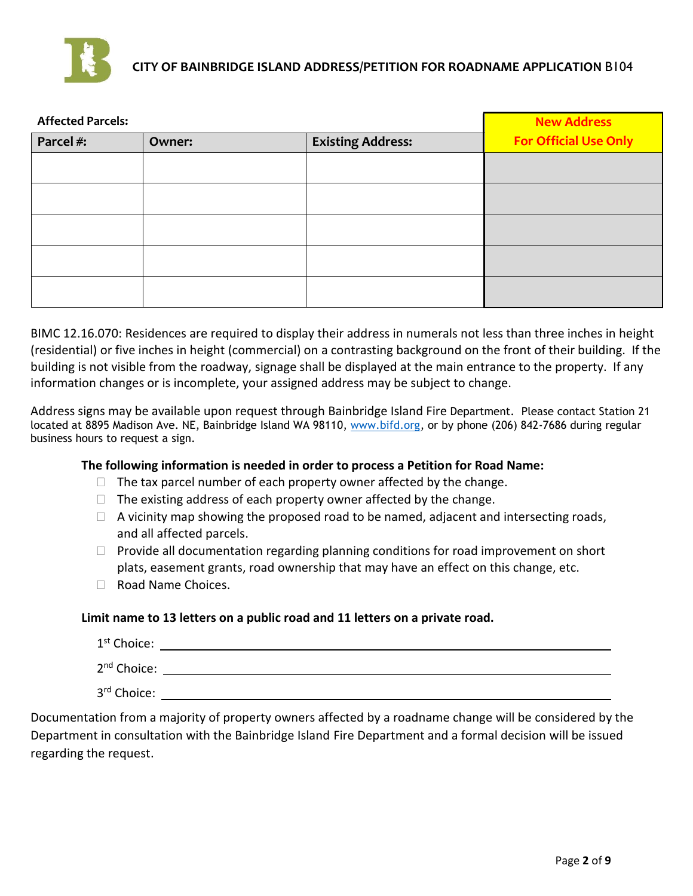# CITY OF BAINBRIDGE ISLAND ADDRESS/PETITION FOR ROADNAME APPLICATION B104

**Affected Parcels:**

| Parcel #: | Owner: | Existing Address: | New Address For Official Use Only |
|---|---|---|---|
| | | | |
| | | | |
| | | | |
| | | | |
| | | | |

BIMC 12.16.070: Residences are required to display their address in numerals not less than three inches in height (residential) or five inches in height (commercial) on a contrasting background on the front of their building. If the building is not visible from the roadway, signage shall be displayed at the main entrance to the property. If any information changes or is incomplete, your assigned address may be subject to change.

Address signs may be available upon request through Bainbridge Island Fire Department. Please contact Station 21 located at 8895 Madison Ave. NE, Bainbridge Island WA 98110, www.bifd.org, or by phone (206) 842-7686 during regular business hours to request a sign.

**The following information is needed in order to process a Petition for Road Name:**

- ☐ The tax parcel number of each property owner affected by the change.
- ☐ The existing address of each property owner affected by the change.
- ☐ A vicinity map showing the proposed road to be named, adjacent and intersecting roads, and all affected parcels.
- ☐ Provide all documentation regarding planning conditions for road improvement on short plats, easement grants, road ownership that may have an effect on this change, etc.
- ☐ Road Name Choices.

**Limit name to 13 letters on a public road and 11 letters on a private road.**

1st Choice: ______________________________

2nd Choice: ______________________________

3rd Choice: ______________________________

Documentation from a majority of property owners affected by a roadname change will be considered by the Department in consultation with the Bainbridge Island Fire Department and a formal decision will be issued regarding the request.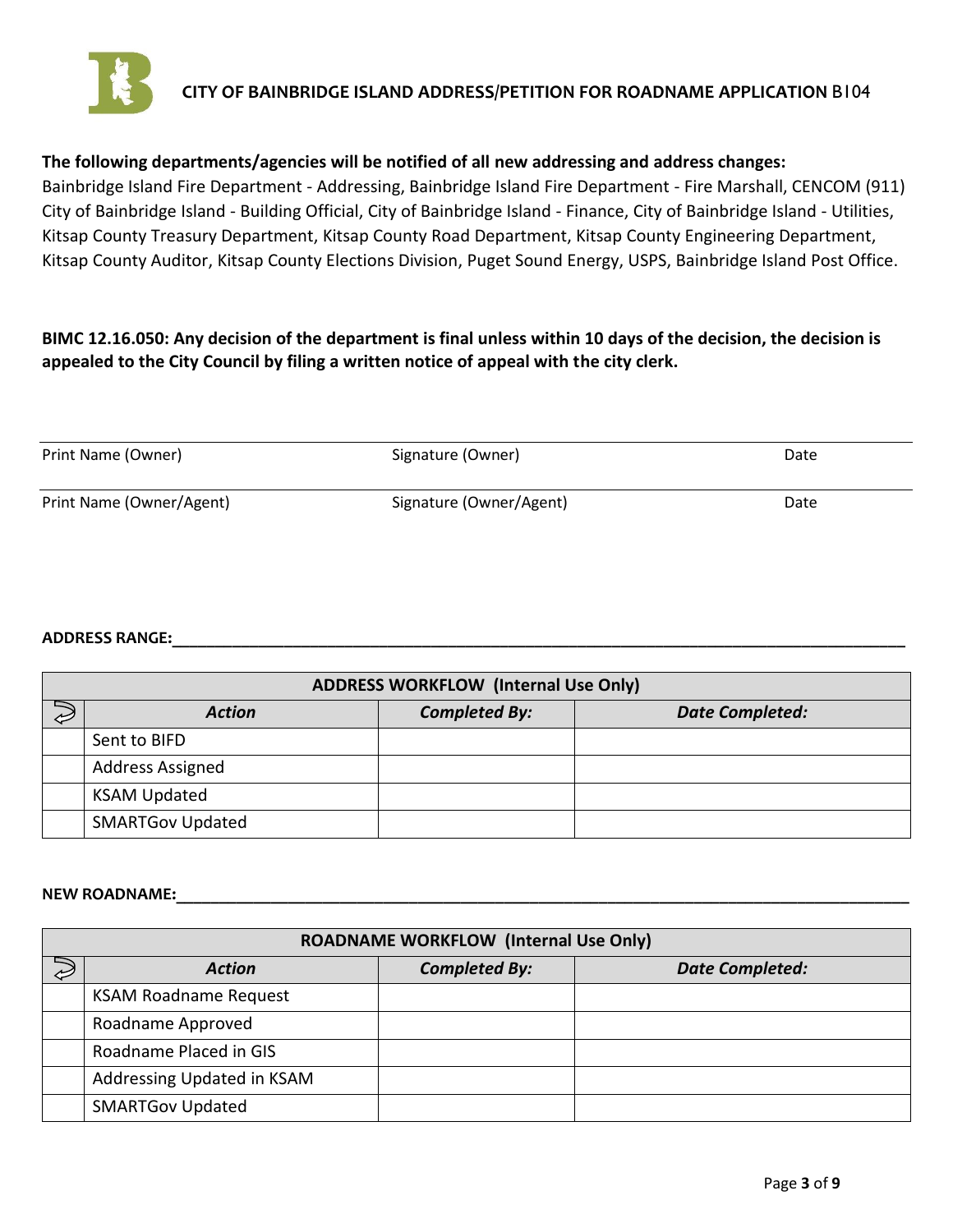**The following departments/agencies will be notified of all new addressing and address changes:**
Bainbridge Island Fire Department - Addressing, Bainbridge Island Fire Department - Fire Marshall, CENCOM (911) City of Bainbridge Island - Building Official, City of Bainbridge Island - Finance, City of Bainbridge Island - Utilities, Kitsap County Treasury Department, Kitsap County Road Department, Kitsap County Engineering Department, Kitsap County Auditor, Kitsap County Elections Division, Puget Sound Energy, USPS, Bainbridge Island Post Office.

**BIMC 12.16.050: Any decision of the department is final unless within 10 days of the decision, the decision is appealed to the City Council by filing a written notice of appeal with the city clerk.**

| Print Name (Owner) | Signature (Owner) | Date |
|---|---|---|
| Print Name (Owner/Agent) | Signature (Owner/Agent) | Date |

**ADDRESS RANGE:**\_\_\_\_\_\_\_\_\_\_\_\_\_\_\_\_\_\_\_\_\_\_\_\_\_\_\_\_\_\_\_\_\_\_\_\_\_\_\_\_

| ADDRESS WORKFLOW (Internal Use Only) | | | |
|---|---|---|---|
| ☐ | ***Action*** | ***Completed By:*** | ***Date Completed:*** |
| | Sent to BIFD | | |
| | Address Assigned | | |
| | KSAM Updated | | |
| | SMARTGov Updated | | |

**NEW ROADNAME:**\_\_\_\_\_\_\_\_\_\_\_\_\_\_\_\_\_\_\_\_\_\_\_\_\_\_\_\_\_\_\_\_\_\_\_\_\_\_\_\_

| ROADNAME WORKFLOW (Internal Use Only) | | | |
|---|---|---|---|
| ☐ | ***Action*** | ***Completed By:*** | ***Date Completed:*** |
| | KSAM Roadname Request | | |
| | Roadname Approved | | |
| | Roadname Placed in GIS | | |
| | Addressing Updated in KSAM | | |
| | SMARTGov Updated | | |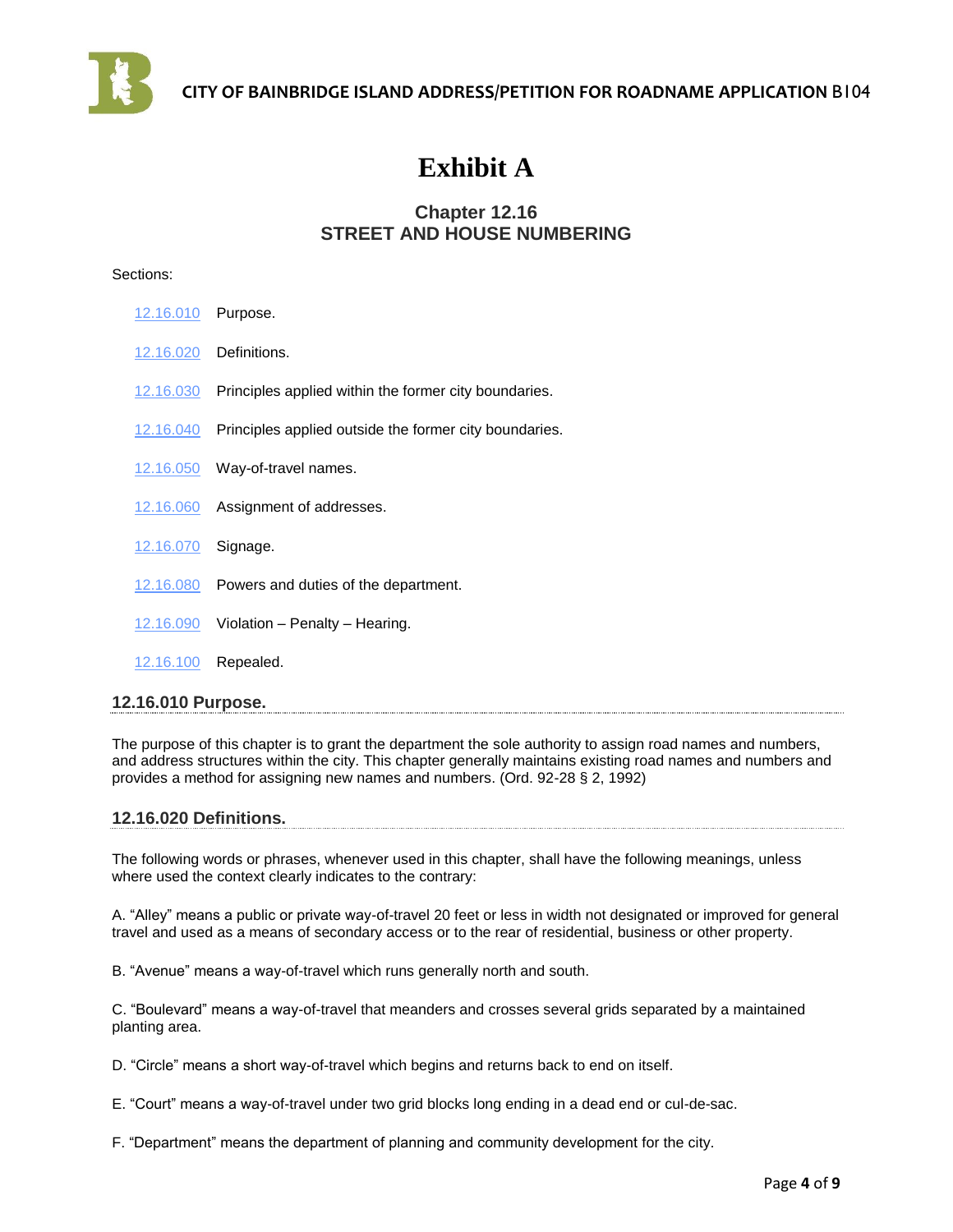# Exhibit A

## Chapter 12.16
## STREET AND HOUSE NUMBERING

Sections:

| | |
|---|---|
| 12.16.010 | Purpose. |
| 12.16.020 | Definitions. |
| 12.16.030 | Principles applied within the former city boundaries. |
| 12.16.040 | Principles applied outside the former city boundaries. |
| 12.16.050 | Way-of-travel names. |
| 12.16.060 | Assignment of addresses. |
| 12.16.070 | Signage. |
| 12.16.080 | Powers and duties of the department. |
| 12.16.090 | Violation – Penalty – Hearing. |
| 12.16.100 | Repealed. |

### 12.16.010 Purpose.

The purpose of this chapter is to grant the department the sole authority to assign road names and numbers, and address structures within the city. This chapter generally maintains existing road names and numbers and provides a method for assigning new names and numbers. (Ord. 92-28 § 2, 1992)

### 12.16.020 Definitions.

The following words or phrases, whenever used in this chapter, shall have the following meanings, unless where used the context clearly indicates to the contrary:

A. "Alley" means a public or private way-of-travel 20 feet or less in width not designated or improved for general travel and used as a means of secondary access or to the rear of residential, business or other property.

B. "Avenue" means a way-of-travel which runs generally north and south.

C. "Boulevard" means a way-of-travel that meanders and crosses several grids separated by a maintained planting area.

D. "Circle" means a short way-of-travel which begins and returns back to end on itself.

E. "Court" means a way-of-travel under two grid blocks long ending in a dead end or cul-de-sac.

F. "Department" means the department of planning and community development for the city.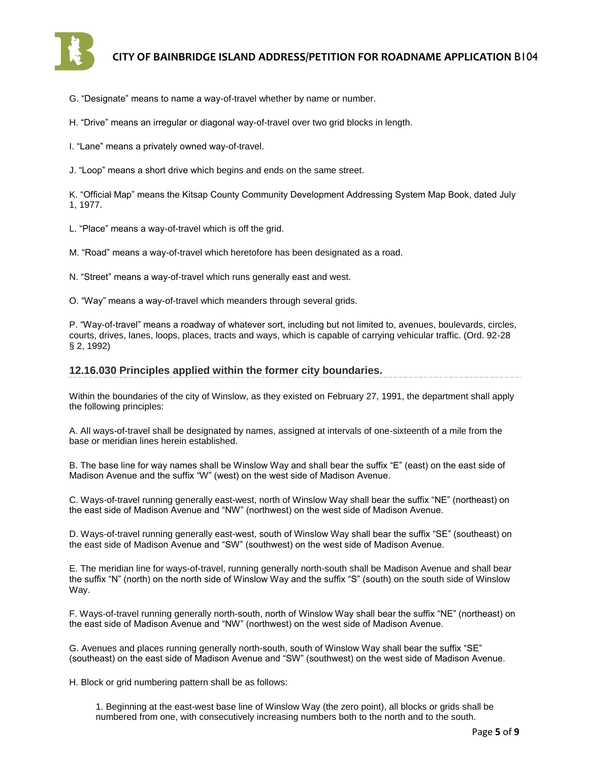G. “Designate” means to name a way-of-travel whether by name or number.

H. “Drive” means an irregular or diagonal way-of-travel over two grid blocks in length.

I. “Lane” means a privately owned way-of-travel.

J. “Loop” means a short drive which begins and ends on the same street.

K. “Official Map” means the Kitsap County Community Development Addressing System Map Book, dated July 1, 1977.

L. “Place” means a way-of-travel which is off the grid.

M. “Road” means a way-of-travel which heretofore has been designated as a road.

N. “Street” means a way-of-travel which runs generally east and west.

O. “Way” means a way-of-travel which meanders through several grids.

P. “Way-of-travel” means a roadway of whatever sort, including but not limited to, avenues, boulevards, circles, courts, drives, lanes, loops, places, tracts and ways, which is capable of carrying vehicular traffic. (Ord. 92-28 § 2, 1992)

### 12.16.030 Principles applied within the former city boundaries.

Within the boundaries of the city of Winslow, as they existed on February 27, 1991, the department shall apply the following principles:

A. All ways-of-travel shall be designated by names, assigned at intervals of one-sixteenth of a mile from the base or meridian lines herein established.

B. The base line for way names shall be Winslow Way and shall bear the suffix “E” (east) on the east side of Madison Avenue and the suffix “W” (west) on the west side of Madison Avenue.

C. Ways-of-travel running generally east-west, north of Winslow Way shall bear the suffix “NE” (northeast) on the east side of Madison Avenue and “NW” (northwest) on the west side of Madison Avenue.

D. Ways-of-travel running generally east-west, south of Winslow Way shall bear the suffix “SE” (southeast) on the east side of Madison Avenue and “SW” (southwest) on the west side of Madison Avenue.

E. The meridian line for ways-of-travel, running generally north-south shall be Madison Avenue and shall bear the suffix “N” (north) on the north side of Winslow Way and the suffix “S” (south) on the south side of Winslow Way.

F. Ways-of-travel running generally north-south, north of Winslow Way shall bear the suffix “NE” (northeast) on the east side of Madison Avenue and “NW” (northwest) on the west side of Madison Avenue.

G. Avenues and places running generally north-south, south of Winslow Way shall bear the suffix “SE” (southeast) on the east side of Madison Avenue and “SW” (southwest) on the west side of Madison Avenue.

H. Block or grid numbering pattern shall be as follows:

1. Beginning at the east-west base line of Winslow Way (the zero point), all blocks or grids shall be numbered from one, with consecutively increasing numbers both to the north and to the south.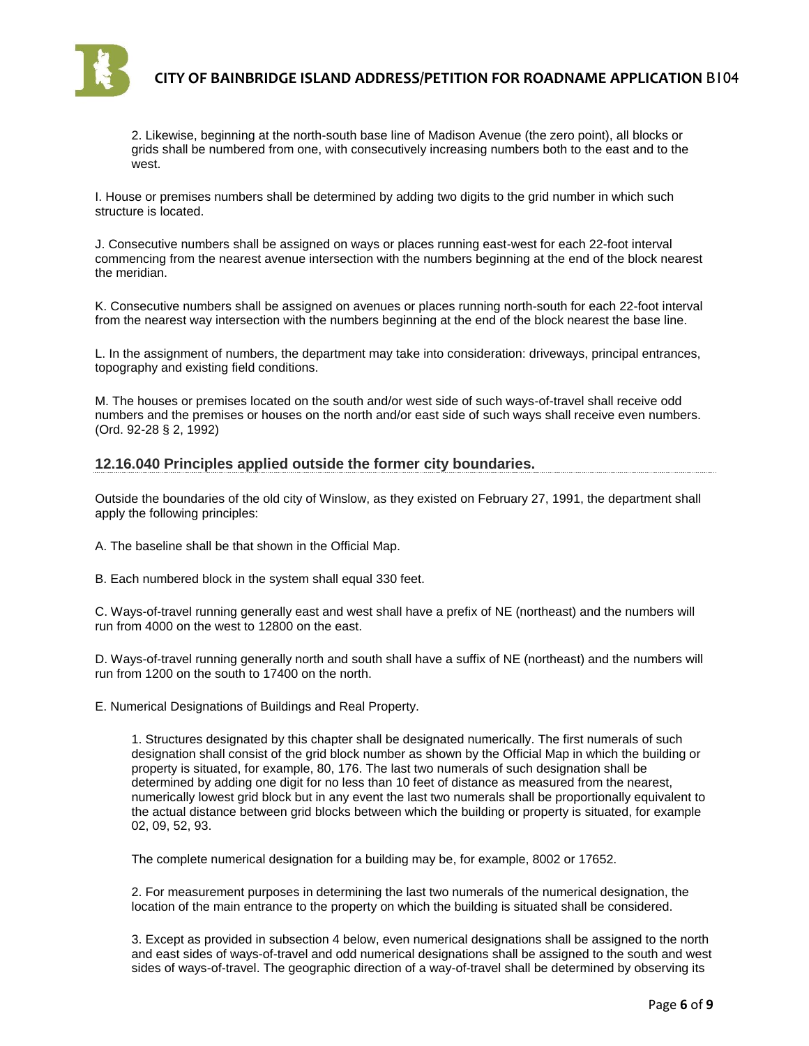2. Likewise, beginning at the north-south base line of Madison Avenue (the zero point), all blocks or grids shall be numbered from one, with consecutively increasing numbers both to the east and to the west.

I. House or premises numbers shall be determined by adding two digits to the grid number in which such structure is located.

J. Consecutive numbers shall be assigned on ways or places running east-west for each 22-foot interval commencing from the nearest avenue intersection with the numbers beginning at the end of the block nearest the meridian.

K. Consecutive numbers shall be assigned on avenues or places running north-south for each 22-foot interval from the nearest way intersection with the numbers beginning at the end of the block nearest the base line.

L. In the assignment of numbers, the department may take into consideration: driveways, principal entrances, topography and existing field conditions.

M. The houses or premises located on the south and/or west side of such ways-of-travel shall receive odd numbers and the premises or houses on the north and/or east side of such ways shall receive even numbers. (Ord. 92-28 § 2, 1992)

### 12.16.040 Principles applied outside the former city boundaries.

Outside the boundaries of the old city of Winslow, as they existed on February 27, 1991, the department shall apply the following principles:

A. The baseline shall be that shown in the Official Map.

B. Each numbered block in the system shall equal 330 feet.

C. Ways-of-travel running generally east and west shall have a prefix of NE (northeast) and the numbers will run from 4000 on the west to 12800 on the east.

D. Ways-of-travel running generally north and south shall have a suffix of NE (northeast) and the numbers will run from 1200 on the south to 17400 on the north.

E. Numerical Designations of Buildings and Real Property.

1. Structures designated by this chapter shall be designated numerically. The first numerals of such designation shall consist of the grid block number as shown by the Official Map in which the building or property is situated, for example, 80, 176. The last two numerals of such designation shall be determined by adding one digit for no less than 10 feet of distance as measured from the nearest, numerically lowest grid block but in any event the last two numerals shall be proportionally equivalent to the actual distance between grid blocks between which the building or property is situated, for example 02, 09, 52, 93.

The complete numerical designation for a building may be, for example, 8002 or 17652.

2. For measurement purposes in determining the last two numerals of the numerical designation, the location of the main entrance to the property on which the building is situated shall be considered.

3. Except as provided in subsection 4 below, even numerical designations shall be assigned to the north and east sides of ways-of-travel and odd numerical designations shall be assigned to the south and west sides of ways-of-travel. The geographic direction of a way-of-travel shall be determined by observing its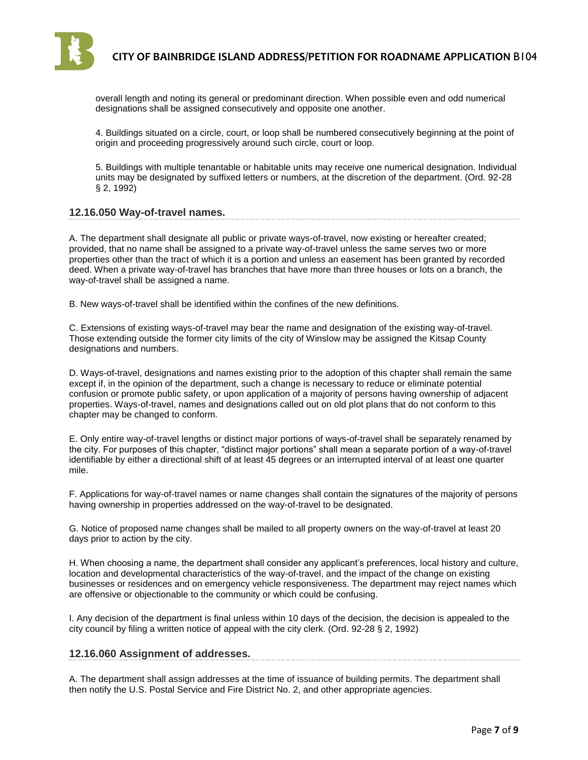overall length and noting its general or predominant direction. When possible even and odd numerical designations shall be assigned consecutively and opposite one another.

4. Buildings situated on a circle, court, or loop shall be numbered consecutively beginning at the point of origin and proceeding progressively around such circle, court or loop.

5. Buildings with multiple tenantable or habitable units may receive one numerical designation. Individual units may be designated by suffixed letters or numbers, at the discretion of the department. (Ord. 92-28 § 2, 1992)

### 12.16.050 Way-of-travel names.

A. The department shall designate all public or private ways-of-travel, now existing or hereafter created; provided, that no name shall be assigned to a private way-of-travel unless the same serves two or more properties other than the tract of which it is a portion and unless an easement has been granted by recorded deed. When a private way-of-travel has branches that have more than three houses or lots on a branch, the way-of-travel shall be assigned a name.

B. New ways-of-travel shall be identified within the confines of the new definitions.

C. Extensions of existing ways-of-travel may bear the name and designation of the existing way-of-travel. Those extending outside the former city limits of the city of Winslow may be assigned the Kitsap County designations and numbers.

D. Ways-of-travel, designations and names existing prior to the adoption of this chapter shall remain the same except if, in the opinion of the department, such a change is necessary to reduce or eliminate potential confusion or promote public safety, or upon application of a majority of persons having ownership of adjacent properties. Ways-of-travel, names and designations called out on old plot plans that do not conform to this chapter may be changed to conform.

E. Only entire way-of-travel lengths or distinct major portions of ways-of-travel shall be separately renamed by the city. For purposes of this chapter, "distinct major portions" shall mean a separate portion of a way-of-travel identifiable by either a directional shift of at least 45 degrees or an interrupted interval of at least one quarter mile.

F. Applications for way-of-travel names or name changes shall contain the signatures of the majority of persons having ownership in properties addressed on the way-of-travel to be designated.

G. Notice of proposed name changes shall be mailed to all property owners on the way-of-travel at least 20 days prior to action by the city.

H. When choosing a name, the department shall consider any applicant's preferences, local history and culture, location and developmental characteristics of the way-of-travel, and the impact of the change on existing businesses or residences and on emergency vehicle responsiveness. The department may reject names which are offensive or objectionable to the community or which could be confusing.

I. Any decision of the department is final unless within 10 days of the decision, the decision is appealed to the city council by filing a written notice of appeal with the city clerk. (Ord. 92-28 § 2, 1992)

### 12.16.060 Assignment of addresses.

A. The department shall assign addresses at the time of issuance of building permits. The department shall then notify the U.S. Postal Service and Fire District No. 2, and other appropriate agencies.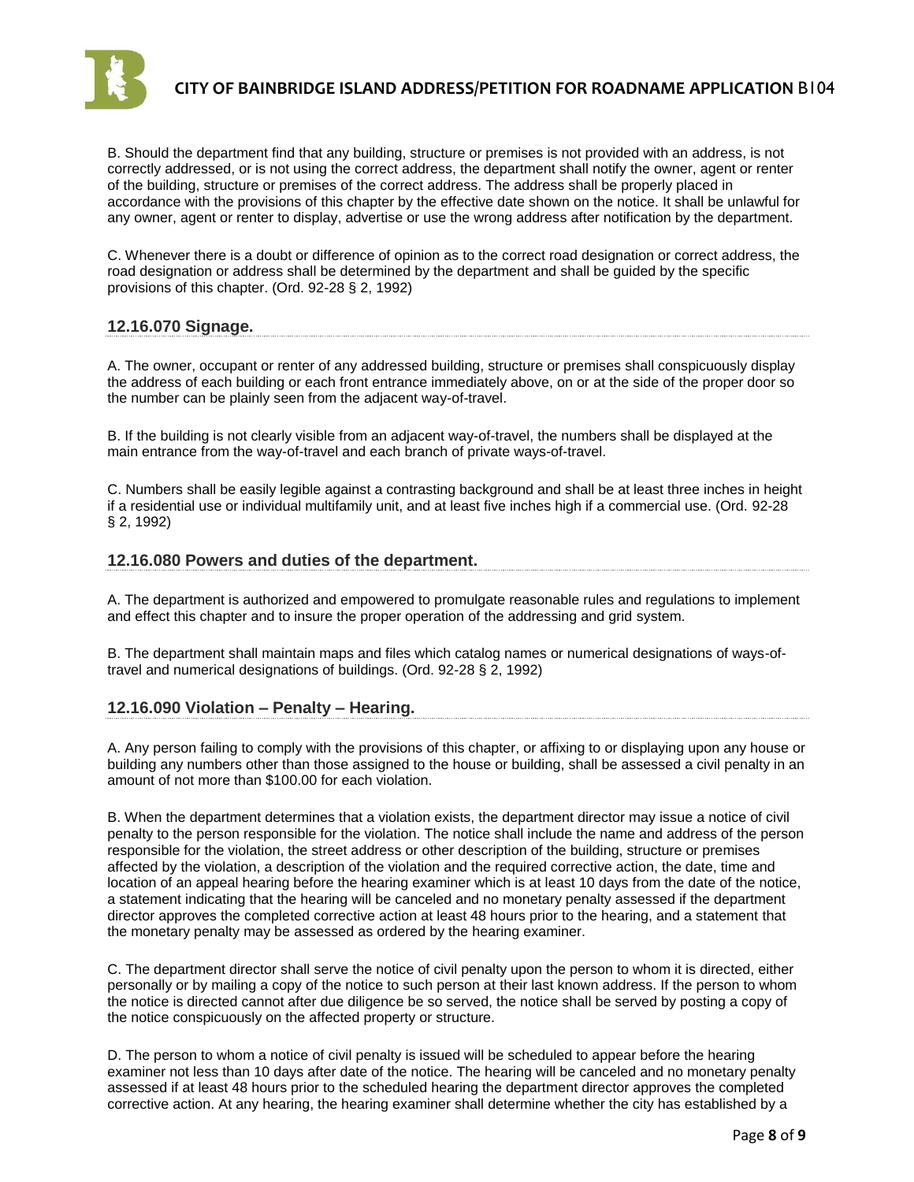B. Should the department find that any building, structure or premises is not provided with an address, is not correctly addressed, or is not using the correct address, the department shall notify the owner, agent or renter of the building, structure or premises of the correct address. The address shall be properly placed in accordance with the provisions of this chapter by the effective date shown on the notice. It shall be unlawful for any owner, agent or renter to display, advertise or use the wrong address after notification by the department.

C. Whenever there is a doubt or difference of opinion as to the correct road designation or correct address, the road designation or address shall be determined by the department and shall be guided by the specific provisions of this chapter. (Ord. 92-28 § 2, 1992)

### 12.16.070 Signage.

A. The owner, occupant or renter of any addressed building, structure or premises shall conspicuously display the address of each building or each front entrance immediately above, on or at the side of the proper door so the number can be plainly seen from the adjacent way-of-travel.

B. If the building is not clearly visible from an adjacent way-of-travel, the numbers shall be displayed at the main entrance from the way-of-travel and each branch of private ways-of-travel.

C. Numbers shall be easily legible against a contrasting background and shall be at least three inches in height if a residential use or individual multifamily unit, and at least five inches high if a commercial use. (Ord. 92-28 § 2, 1992)

### 12.16.080 Powers and duties of the department.

A. The department is authorized and empowered to promulgate reasonable rules and regulations to implement and effect this chapter and to insure the proper operation of the addressing and grid system.

B. The department shall maintain maps and files which catalog names or numerical designations of ways-of-travel and numerical designations of buildings. (Ord. 92-28 § 2, 1992)

### 12.16.090 Violation – Penalty – Hearing.

A. Any person failing to comply with the provisions of this chapter, or affixing to or displaying upon any house or building any numbers other than those assigned to the house or building, shall be assessed a civil penalty in an amount of not more than $100.00 for each violation.

B. When the department determines that a violation exists, the department director may issue a notice of civil penalty to the person responsible for the violation. The notice shall include the name and address of the person responsible for the violation, the street address or other description of the building, structure or premises affected by the violation, a description of the violation and the required corrective action, the date, time and location of an appeal hearing before the hearing examiner which is at least 10 days from the date of the notice, a statement indicating that the hearing will be canceled and no monetary penalty assessed if the department director approves the completed corrective action at least 48 hours prior to the hearing, and a statement that the monetary penalty may be assessed as ordered by the hearing examiner.

C. The department director shall serve the notice of civil penalty upon the person to whom it is directed, either personally or by mailing a copy of the notice to such person at their last known address. If the person to whom the notice is directed cannot after due diligence be so served, the notice shall be served by posting a copy of the notice conspicuously on the affected property or structure.

D. The person to whom a notice of civil penalty is issued will be scheduled to appear before the hearing examiner not less than 10 days after date of the notice. The hearing will be canceled and no monetary penalty assessed if at least 48 hours prior to the scheduled hearing the department director approves the completed corrective action. At any hearing, the hearing examiner shall determine whether the city has established by a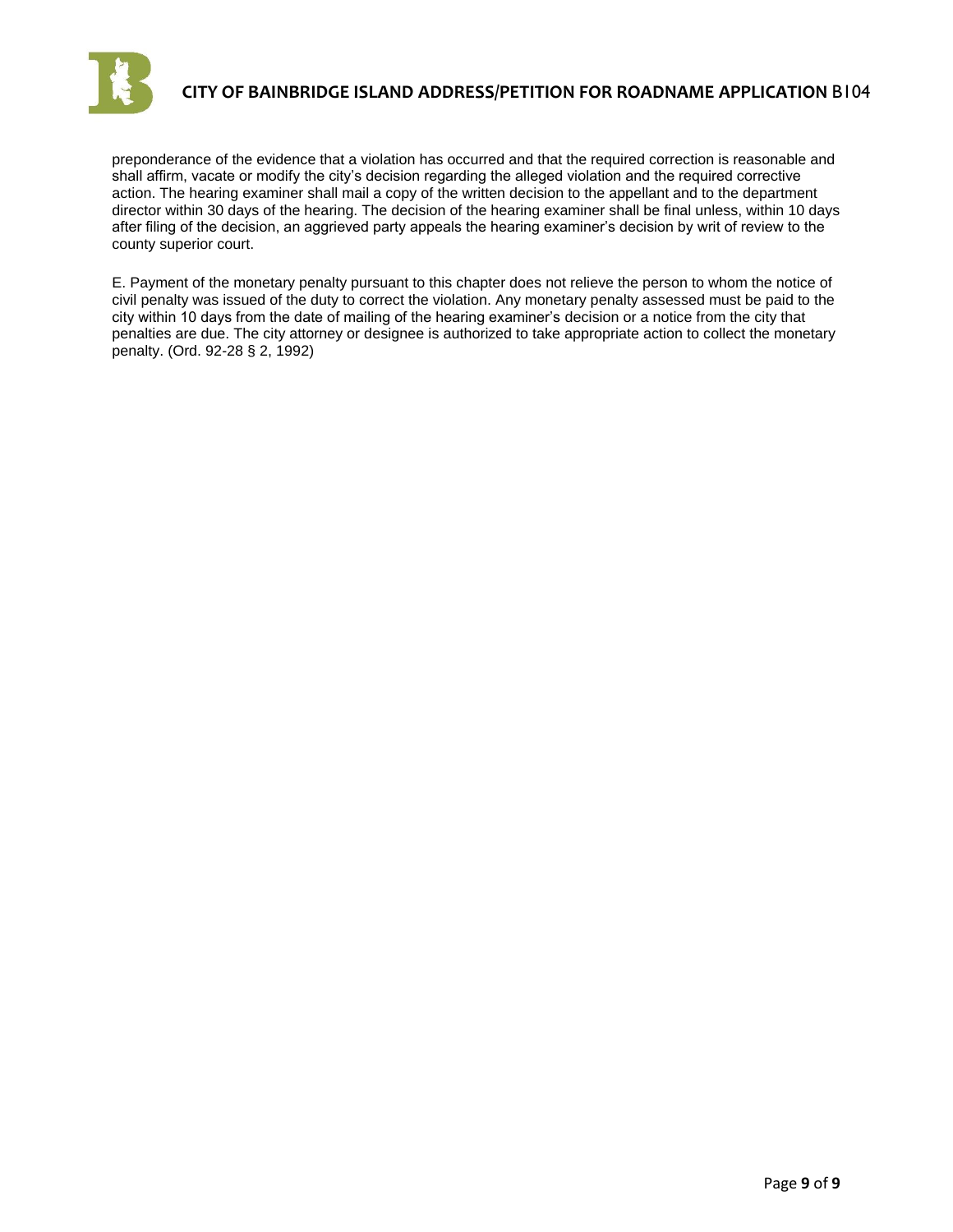preponderance of the evidence that a violation has occurred and that the required correction is reasonable and shall affirm, vacate or modify the city's decision regarding the alleged violation and the required corrective action. The hearing examiner shall mail a copy of the written decision to the appellant and to the department director within 30 days of the hearing. The decision of the hearing examiner shall be final unless, within 10 days after filing of the decision, an aggrieved party appeals the hearing examiner's decision by writ of review to the county superior court.

E. Payment of the monetary penalty pursuant to this chapter does not relieve the person to whom the notice of civil penalty was issued of the duty to correct the violation. Any monetary penalty assessed must be paid to the city within 10 days from the date of mailing of the hearing examiner's decision or a notice from the city that penalties are due. The city attorney or designee is authorized to take appropriate action to collect the monetary penalty. (Ord. 92-28 § 2, 1992)